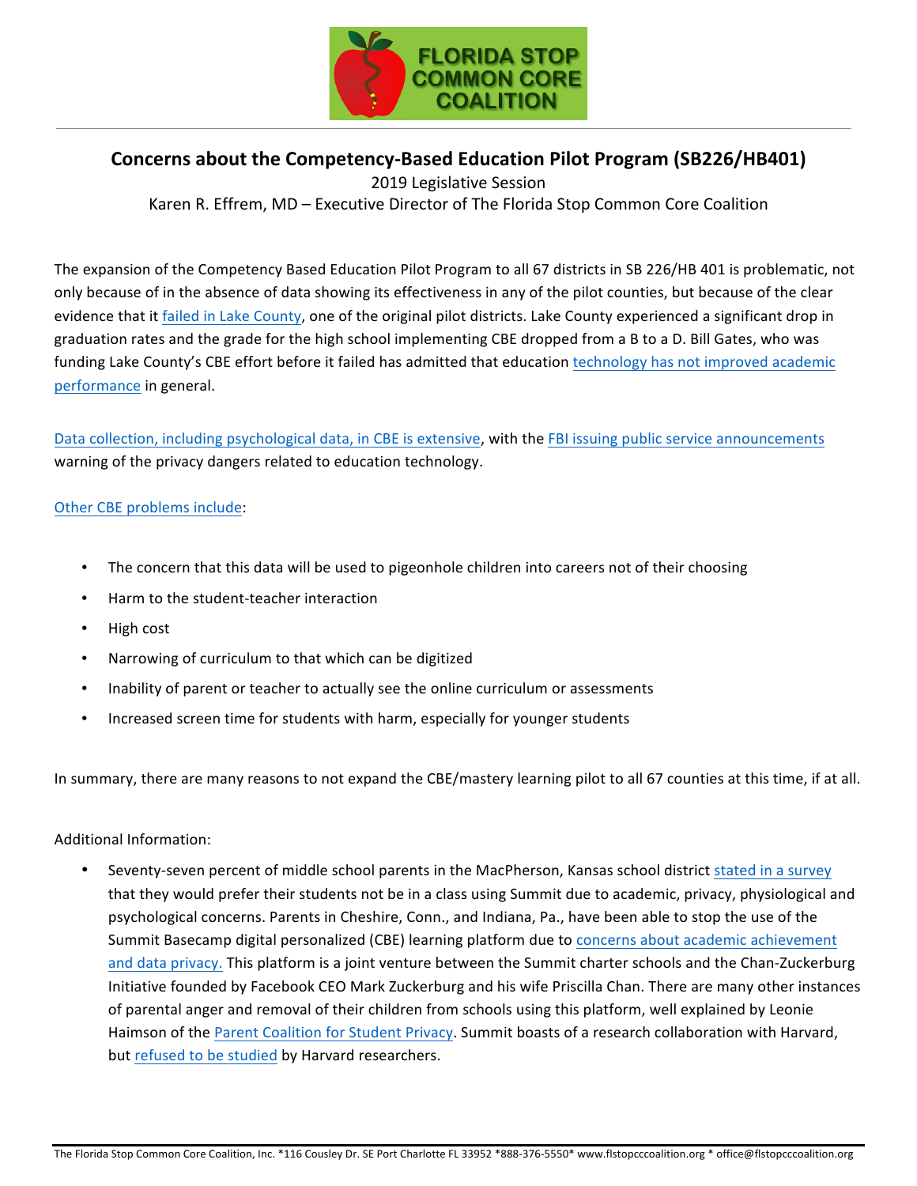FLORIDA STOP COMMON CORE COALITION

## Concerns about the Competency-Based Education Pilot Program (SB226/HB401)

2019 Legislative Session

Karen R. Effrem, MD – Executive Director of The Florida Stop Common Core Coalition

The expansion of the Competency Based Education Pilot Program to all 67 districts in SB 226/HB 401 is problematic, not only because of in the absence of data showing its effectiveness in any of the pilot counties, but because of the clear evidence that it failed in Lake County, one of the original pilot districts. Lake County experienced a significant drop in graduation rates and the grade for the high school implementing CBE dropped from a B to a D. Bill Gates, who was funding Lake County's CBE effort before it failed has admitted that education technology has not improved academic performance in general.

Data collection, including psychological data, in CBE is extensive, with the FBI issuing public service announcements warning of the privacy dangers related to education technology.

Other CBE problems include:

- The concern that this data will be used to pigeonhole children into careers not of their choosing
- Harm to the student-teacher interaction
- High cost
- Narrowing of curriculum to that which can be digitized
- Inability of parent or teacher to actually see the online curriculum or assessments
- Increased screen time for students with harm, especially for younger students

In summary, there are many reasons to not expand the CBE/mastery learning pilot to all 67 counties at this time, if at all.

Additional Information:

- Seventy-seven percent of middle school parents in the MacPherson, Kansas school district stated in a survey that they would prefer their students not be in a class using Summit due to academic, privacy, physiological and psychological concerns. Parents in Cheshire, Conn., and Indiana, Pa., have been able to stop the use of the Summit Basecamp digital personalized (CBE) learning platform due to concerns about academic achievement and data privacy. This platform is a joint venture between the Summit charter schools and the Chan-Zuckerburg Initiative founded by Facebook CEO Mark Zuckerburg and his wife Priscilla Chan. There are many other instances of parental anger and removal of their children from schools using this platform, well explained by Leonie Haimson of the Parent Coalition for Student Privacy. Summit boasts of a research collaboration with Harvard, but refused to be studied by Harvard researchers.

The Florida Stop Common Core Coalition, Inc. *116 Cousley Dr. SE Port Charlotte FL 33952 *888-376-5550* www.flstopcccoalition.org * office@flstopcccoalition.org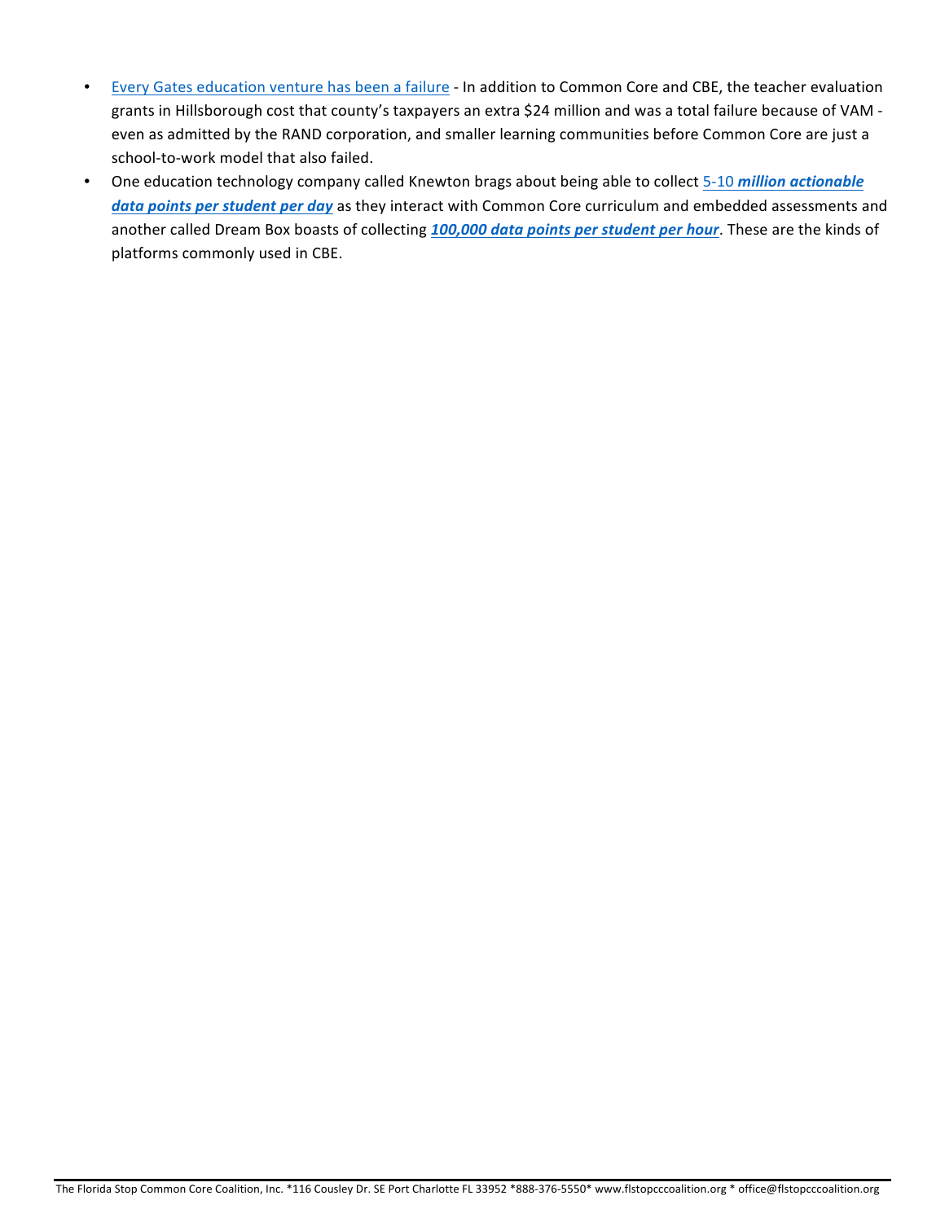- Every Gates education venture has been a failure - In addition to Common Core and CBE, the teacher evaluation grants in Hillsborough cost that county's taxpayers an extra $24 million and was a total failure because of VAM - even as admitted by the RAND corporation, and smaller learning communities before Common Core are just a school-to-work model that also failed.
- One education technology company called Knewton brags about being able to collect 5-10 ***million actionable data points per student per day*** as they interact with Common Core curriculum and embedded assessments and another called Dream Box boasts of collecting ***100,000 data points per student per hour***. These are the kinds of platforms commonly used in CBE.